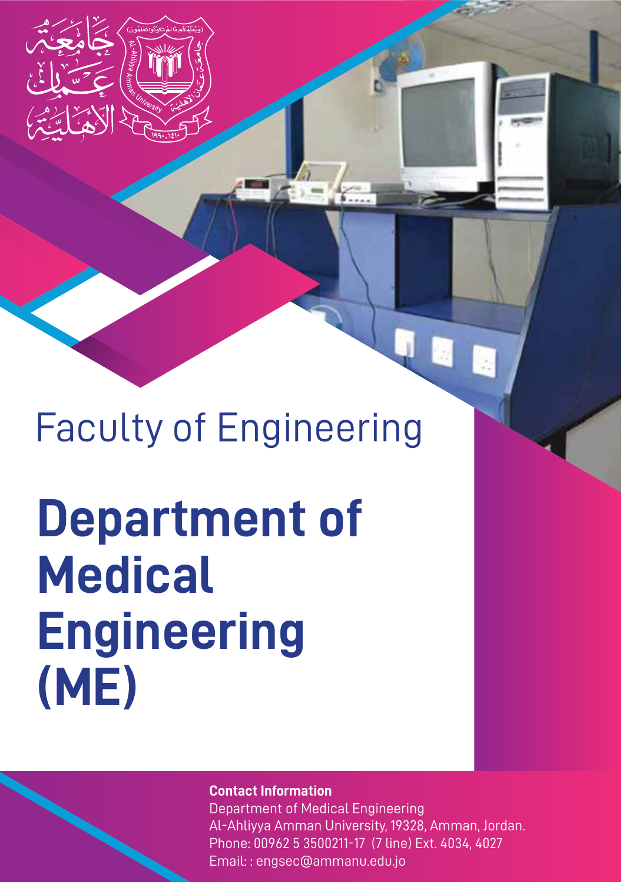# Faculty of Engineering

# Department of Medical Engineering (ME)

**Contact Information**

Department of Medical Engineering
Al-Ahliyya Amman University, 19328, Amman, Jordan.
Phone: 00962 5 3500211-17 (7 line) Ext. 4034, 4027
Email: : engsec@ammanu.edu.jo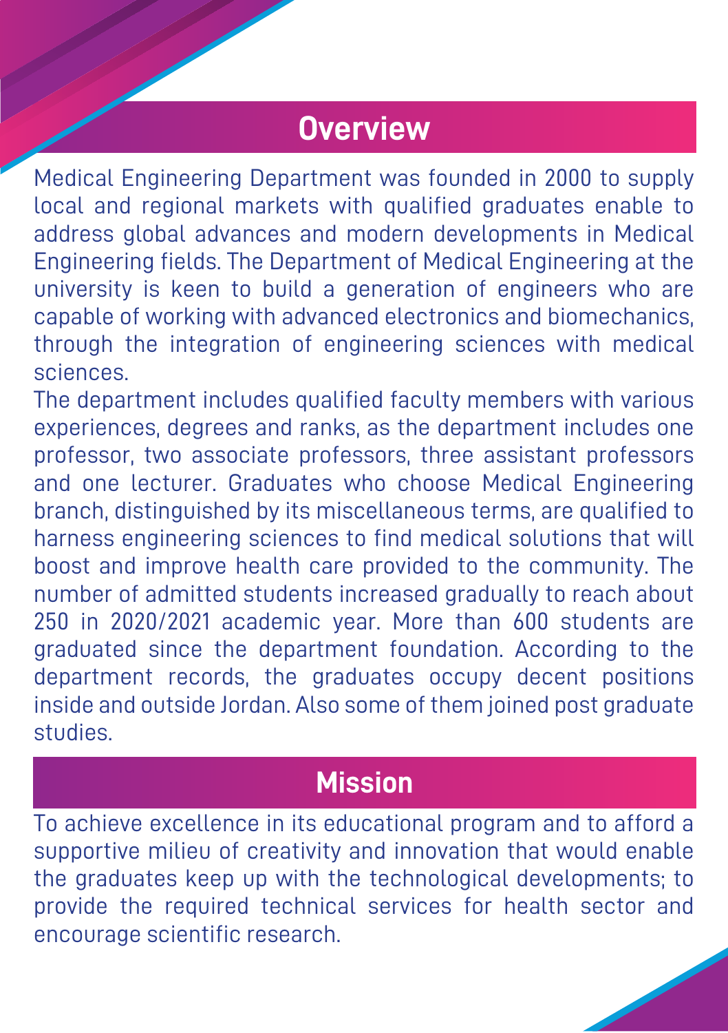## Overview

Medical Engineering Department was founded in 2000 to supply local and regional markets with qualified graduates enable to address global advances and modern developments in Medical Engineering fields. The Department of Medical Engineering at the university is keen to build a generation of engineers who are capable of working with advanced electronics and biomechanics, through the integration of engineering sciences with medical sciences.

The department includes qualified faculty members with various experiences, degrees and ranks, as the department includes one professor, two associate professors, three assistant professors and one lecturer. Graduates who choose Medical Engineering branch, distinguished by its miscellaneous terms, are qualified to harness engineering sciences to find medical solutions that will boost and improve health care provided to the community. The number of admitted students increased gradually to reach about 250 in 2020/2021 academic year. More than 600 students are graduated since the department foundation. According to the department records, the graduates occupy decent positions inside and outside Jordan. Also some of them joined post graduate studies.

## Mission

To achieve excellence in its educational program and to afford a supportive milieu of creativity and innovation that would enable the graduates keep up with the technological developments; to provide the required technical services for health sector and encourage scientific research.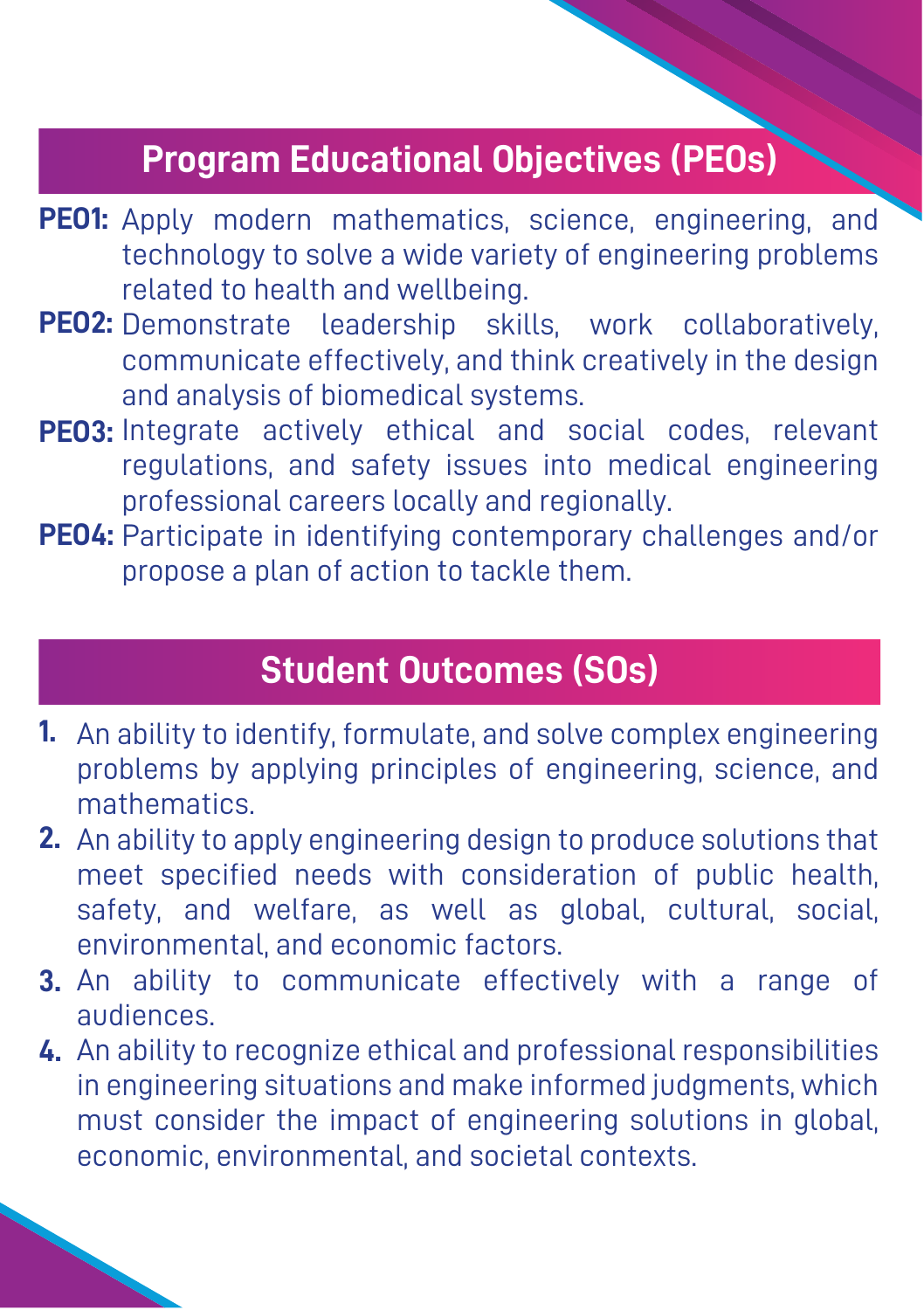## Program Educational Objectives (PEOs)

**PEO1:** Apply modern mathematics, science, engineering, and technology to solve a wide variety of engineering problems related to health and wellbeing.

**PEO2:** Demonstrate leadership skills, work collaboratively, communicate effectively, and think creatively in the design and analysis of biomedical systems.

**PEO3:** Integrate actively ethical and social codes, relevant regulations, and safety issues into medical engineering professional careers locally and regionally.

**PEO4:** Participate in identifying contemporary challenges and/or propose a plan of action to tackle them.

## Student Outcomes (SOs)

1. An ability to identify, formulate, and solve complex engineering problems by applying principles of engineering, science, and mathematics.
2. An ability to apply engineering design to produce solutions that meet specified needs with consideration of public health, safety, and welfare, as well as global, cultural, social, environmental, and economic factors.
3. An ability to communicate effectively with a range of audiences.
4. An ability to recognize ethical and professional responsibilities in engineering situations and make informed judgments, which must consider the impact of engineering solutions in global, economic, environmental, and societal contexts.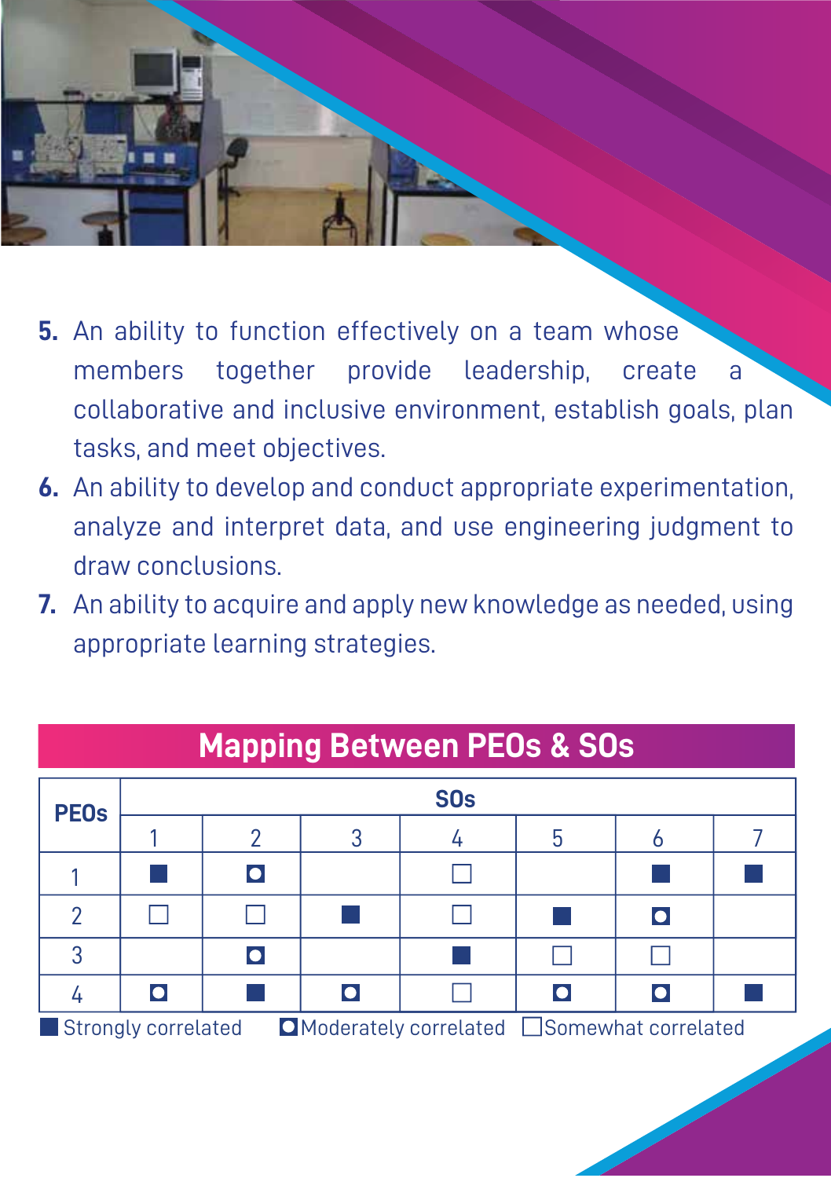5. An ability to function effectively on a team whose members together provide leadership, create a collaborative and inclusive environment, establish goals, plan tasks, and meet objectives.
6. An ability to develop and conduct appropriate experimentation, analyze and interpret data, and use engineering judgment to draw conclusions.
7. An ability to acquire and apply new knowledge as needed, using appropriate learning strategies.

## Mapping Between PEOs & SOs

| PEOs | SOs | | | | | | |
|---|---|---|---|---|---|---|---|
| | 1 | 2 | 3 | 4 | 5 | 6 | 7 |
| 1 | ■ | ◘ | | □ | | ■ | ■ |
| 2 | □ | □ | ■ | □ | ■ | ◘ | |
| 3 | | ◘ | | ■ | □ | □ | |
| 4 | ◘ | ■ | ◘ | □ | ◘ | ◘ | ■ |

■ Strongly correlated ◘ Moderately correlated □ Somewhat correlated